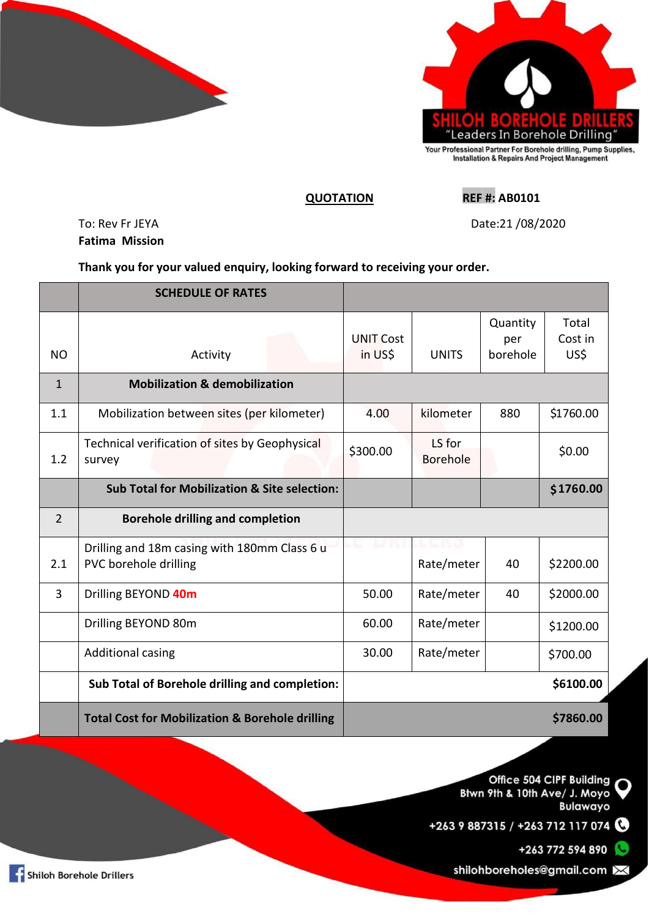**SHILOH BOREHOLE DRILLERS**
"Leaders In Borehole Drilling"
Your Professional Partner For Borehole drilling, Pump Supplies, Installation & Repairs And Project Management

**QUOTATION** **REF #: AB0101**

To: Rev Fr JEYA Date:21 /08/2020
**Fatima Mission**

**Thank you for your valued enquiry, looking forward to receiving your order.**

| | **SCHEDULE OF RATES** | | | | |
|---|---|---|---|---|---|
| NO | Activity | UNIT Cost in US$ | UNITS | Quantity per borehole | Total Cost in US$ |
| 1 | **Mobilization & demobilization** | | | | |
| 1.1 | Mobilization between sites (per kilometer) | 4.00 | kilometer | 880 | $1760.00 |
| 1.2 | Technical verification of sites by Geophysical survey | $300.00 | LS for Borehole | | $0.00 |
| | **Sub Total for Mobilization & Site selection:** | | | | **$1760.00** |
| 2 | **Borehole drilling and completion** | | | | |
| 2.1 | Drilling and 18m casing with 180mm Class 6 u PVC borehole drilling | | Rate/meter | 40 | $2200.00 |
| 3 | Drilling BEYOND **40m** | 50.00 | Rate/meter | 40 | $2000.00 |
| | Drilling BEYOND 80m | 60.00 | Rate/meter | | $1200.00 |
| | Additional casing | 30.00 | Rate/meter | | $700.00 |
| | **Sub Total of Borehole drilling and completion:** | | | | **$6100.00** |
| | **Total Cost for Mobilization & Borehole drilling** | | | | **$7860.00** |

Office 504 CIPF Building
Btwn 9th & 10th Ave/ J. Moyo
Bulawayo

+263 9 887315 / +263 712 117 074

+263 772 594 890

shilohboreholes@gmail.com

Shiloh Borehole Drillers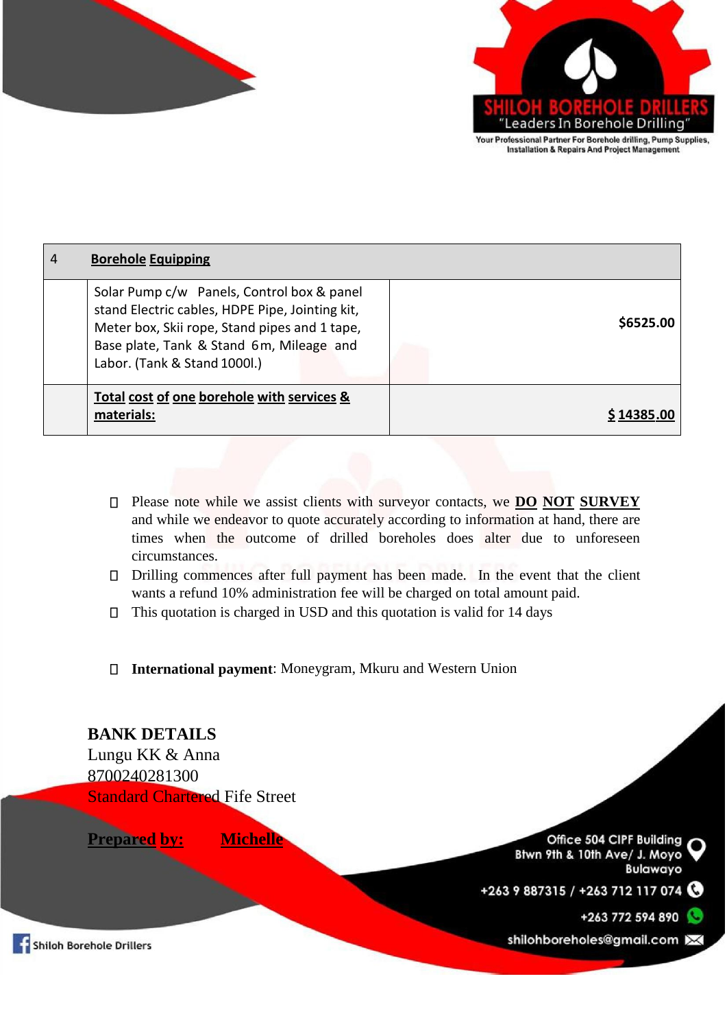| | | |
|---|---|---|
| 4 | **Borehole Equipping** | |
| | Solar Pump c/w Panels, Control box & panel stand Electric cables, HDPE Pipe, Jointing kit, Meter box, Skii rope, Stand pipes and 1 tape, Base plate, Tank & Stand 6m, Mileage and Labor. (Tank & Stand 1000l.) | **$6525.00** |
| | **Total cost of one borehole with services & materials:** | **$ 14385.00** |

- Please note while we assist clients with surveyor contacts, we **DO NOT SURVEY** and while we endeavor to quote accurately according to information at hand, there are times when the outcome of drilled boreholes does alter due to unforeseen circumstances.
- Drilling commences after full payment has been made. In the event that the client wants a refund 10% administration fee will be charged on total amount paid.
- This quotation is charged in USD and this quotation is valid for 14 days

- **International payment**: Moneygram, Mkuru and Western Union

**BANK DETAILS**

Lungu KK & Anna

8700240281300

Standard Chartered Fife Street

**Prepared by:** **Michelle**

Office 504 CIPF Building
Btwn 9th & 10th Ave/ J. Moyo
Bulawayo

+263 9 887315 / +263 712 117 074

+263 772 594 890

shilohboreholes@gmail.com

Shiloh Borehole Drillers